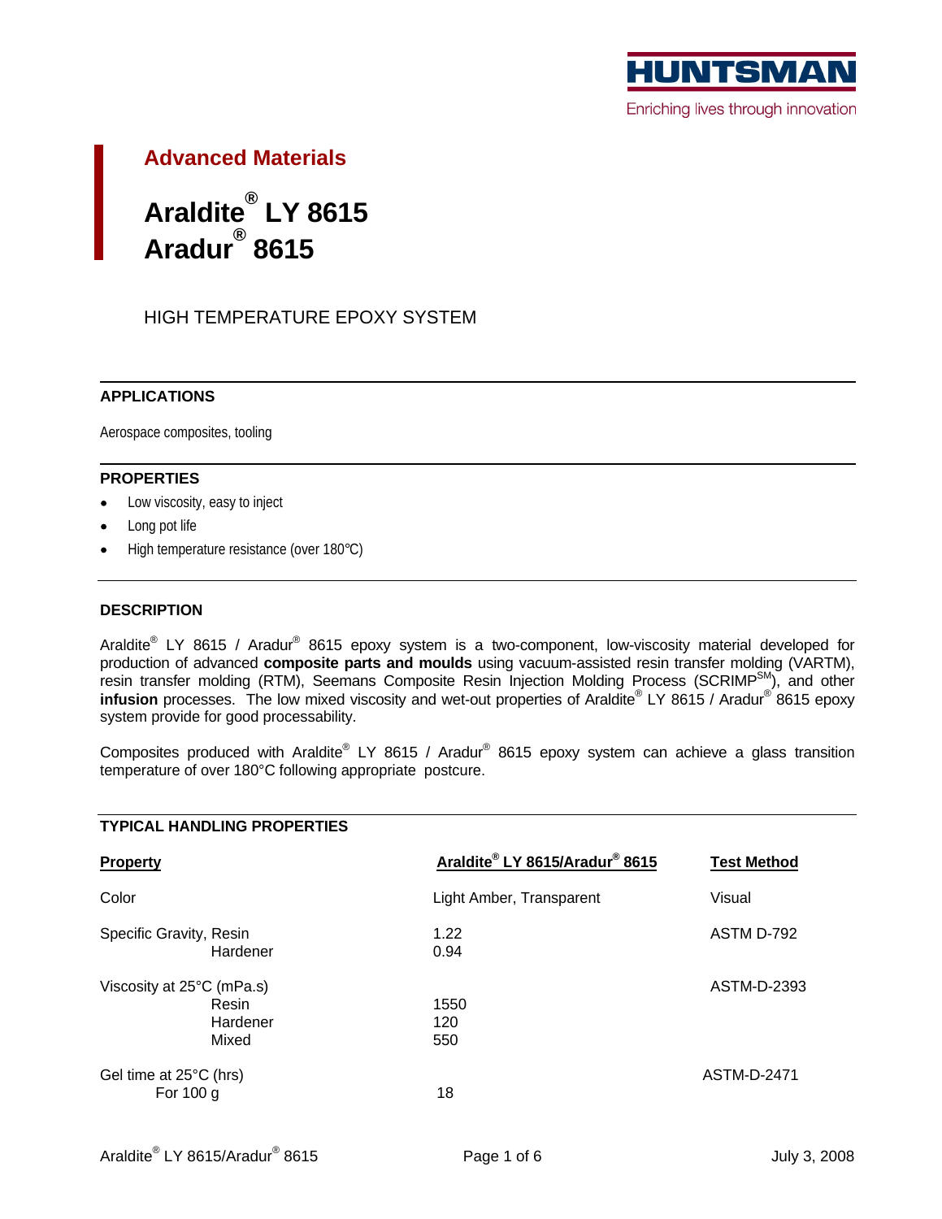HUNTSMAN

Enriching lives through innovation

## Advanced Materials

# Araldite® LY 8615
# Aradur® 8615

HIGH TEMPERATURE EPOXY SYSTEM

### APPLICATIONS

Aerospace composites, tooling

### PROPERTIES

- Low viscosity, easy to inject
- Long pot life
- High temperature resistance (over 180°C)

### DESCRIPTION

Araldite® LY 8615 / Aradur® 8615 epoxy system is a two-component, low-viscosity material developed for production of advanced **composite parts and moulds** using vacuum-assisted resin transfer molding (VARTM), resin transfer molding (RTM), Seemans Composite Resin Injection Molding Process (SCRIMP℠), and other **infusion** processes. The low mixed viscosity and wet-out properties of Araldite® LY 8615 / Aradur® 8615 epoxy system provide for good processability.

Composites produced with Araldite® LY 8615 / Aradur® 8615 epoxy system can achieve a glass transition temperature of over 180°C following appropriate postcure.

### TYPICAL HANDLING PROPERTIES

| Property | Araldite® LY 8615/Aradur® 8615 | Test Method |
|---|---|---|
| Color | Light Amber, Transparent | Visual |
| Specific Gravity, Resin | 1.22 | ASTM D-792 |
| Hardener | 0.94 | |
| Viscosity at 25°C (mPa.s) | | ASTM-D-2393 |
| Resin | 1550 | |
| Hardener | 120 | |
| Mixed | 550 | |
| Gel time at 25°C (hrs) | | ASTM-D-2471 |
| For 100 g | 18 | |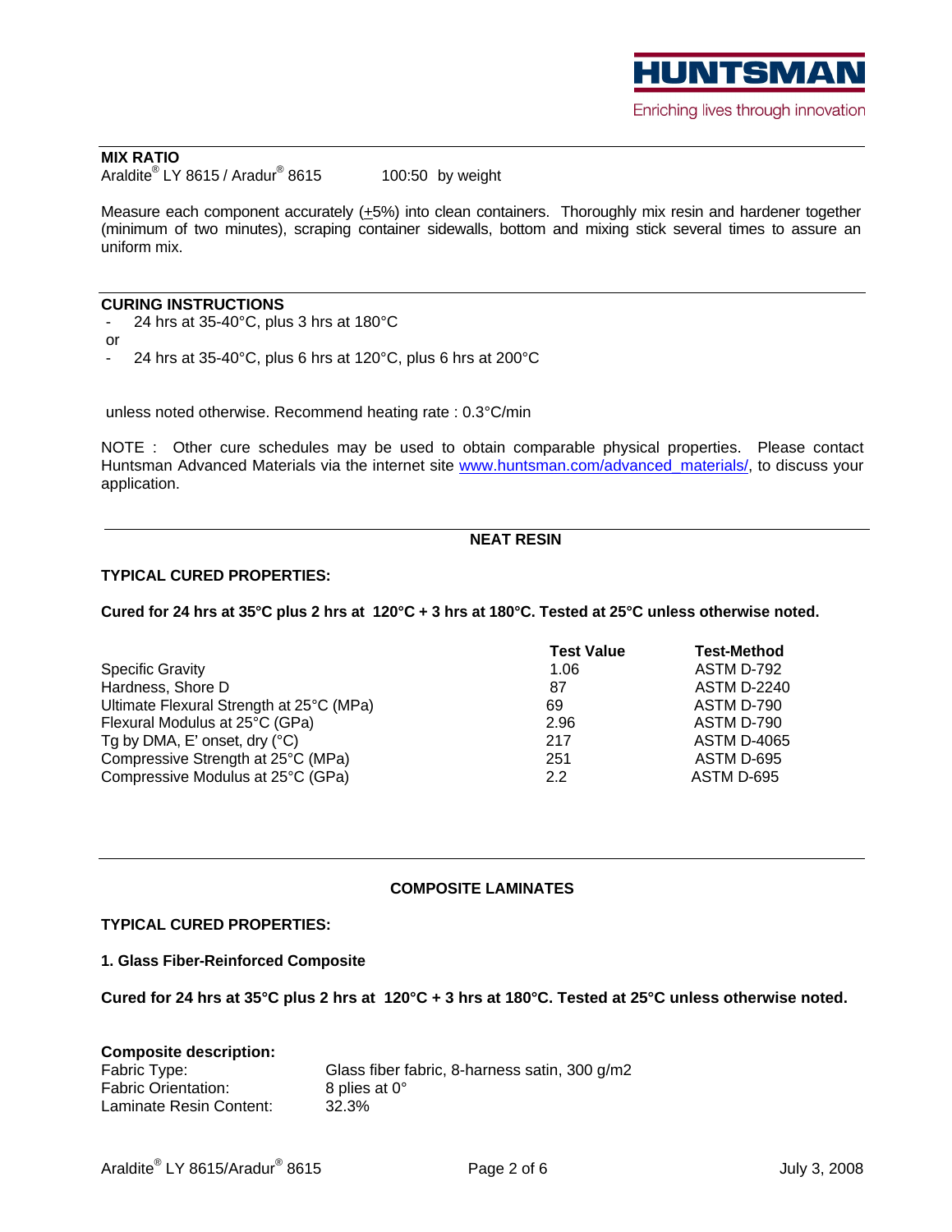## MIX RATIO

Araldite® LY 8615 / Aradur® 8615 100:50 by weight

Measure each component accurately (±5%) into clean containers. Thoroughly mix resin and hardener together (minimum of two minutes), scraping container sidewalls, bottom and mixing stick several times to assure an uniform mix.

## CURING INSTRUCTIONS

- 24 hrs at 35-40°C, plus 3 hrs at 180°C

or

- 24 hrs at 35-40°C, plus 6 hrs at 120°C, plus 6 hrs at 200°C

unless noted otherwise. Recommend heating rate : 0.3°C/min

NOTE : Other cure schedules may be used to obtain comparable physical properties. Please contact Huntsman Advanced Materials via the internet site www.huntsman.com/advanced_materials/, to discuss your application.

## NEAT RESIN

**TYPICAL CURED PROPERTIES:**

**Cured for 24 hrs at 35°C plus 2 hrs at 120°C + 3 hrs at 180°C. Tested at 25°C unless otherwise noted.**

| | Test Value | Test-Method |
|---|---|---|
| Specific Gravity | 1.06 | ASTM D-792 |
| Hardness, Shore D | 87 | ASTM D-2240 |
| Ultimate Flexural Strength at 25°C (MPa) | 69 | ASTM D-790 |
| Flexural Modulus at 25°C (GPa) | 2.96 | ASTM D-790 |
| Tg by DMA, E' onset, dry (°C) | 217 | ASTM D-4065 |
| Compressive Strength at 25°C (MPa) | 251 | ASTM D-695 |
| Compressive Modulus at 25°C (GPa) | 2.2 | ASTM D-695 |

## COMPOSITE LAMINATES

**TYPICAL CURED PROPERTIES:**

**1. Glass Fiber-Reinforced Composite**

**Cured for 24 hrs at 35°C plus 2 hrs at 120°C + 3 hrs at 180°C. Tested at 25°C unless otherwise noted.**

**Composite description:**

| | |
|---|---|
| Fabric Type: | Glass fiber fabric, 8-harness satin, 300 g/m2 |
| Fabric Orientation: | 8 plies at 0° |
| Laminate Resin Content: | 32.3% |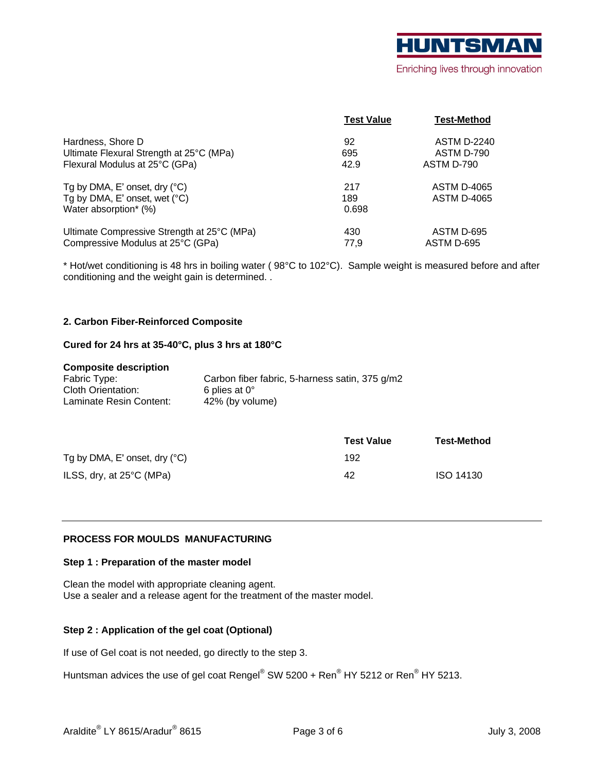| | Test Value | Test-Method |
|---|---|---|
| Hardness, Shore D | 92 | ASTM D-2240 |
| Ultimate Flexural Strength at 25°C (MPa) | 695 | ASTM D-790 |
| Flexural Modulus at 25°C (GPa) | 42.9 | ASTM D-790 |
| Tg by DMA, E' onset, dry (°C) | 217 | ASTM D-4065 |
| Tg by DMA, E' onset, wet (°C) | 189 | ASTM D-4065 |
| Water absorption* (%) | 0.698 | |
| Ultimate Compressive Strength at 25°C (MPa) | 430 | ASTM D-695 |
| Compressive Modulus at 25°C (GPa) | 77,9 | ASTM D-695 |

* Hot/wet conditioning is 48 hrs in boiling water ( 98°C to 102°C). Sample weight is measured before and after conditioning and the weight gain is determined. .

**2. Carbon Fiber-Reinforced Composite**

**Cured for 24 hrs at 35-40°C, plus 3 hrs at 180°C**

**Composite description**

| | |
|---|---|
| Fabric Type: | Carbon fiber fabric, 5-harness satin, 375 g/m2 |
| Cloth Orientation: | 6 plies at 0° |
| Laminate Resin Content: | 42% (by volume) |

| | Test Value | Test-Method |
|---|---|---|
| Tg by DMA, E' onset, dry (°C) | 192 | |
| ILSS, dry, at 25°C (MPa) | 42 | ISO 14130 |

---

**PROCESS FOR MOULDS MANUFACTURING**

**Step 1 : Preparation of the master model**

Clean the model with appropriate cleaning agent.
Use a sealer and a release agent for the treatment of the master model.

**Step 2 : Application of the gel coat (Optional)**

If use of Gel coat is not needed, go directly to the step 3.

Huntsman advices the use of gel coat Rengel® SW 5200 + Ren® HY 5212 or Ren® HY 5213.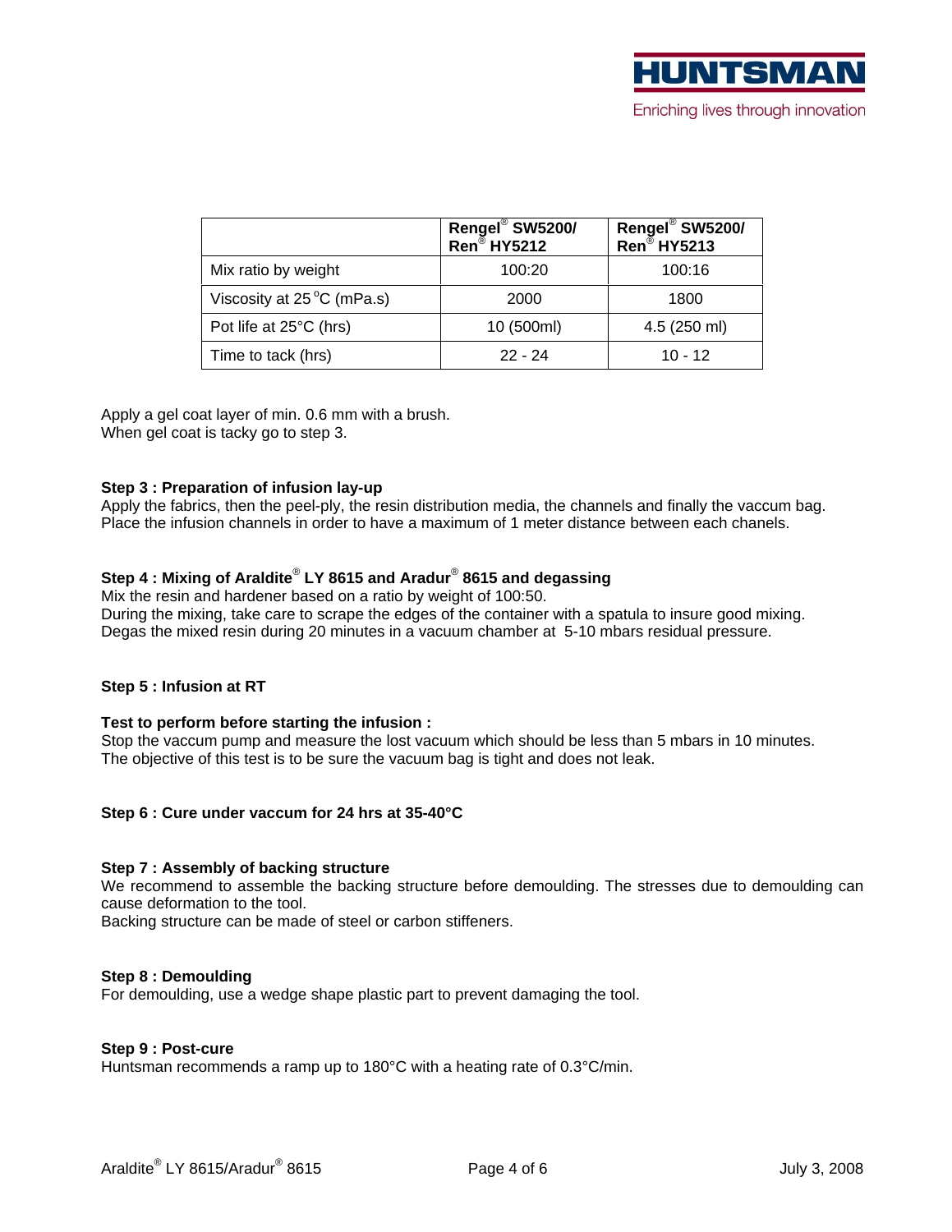| | Rengel® SW5200/ Ren® HY5212 | Rengel® SW5200/ Ren® HY5213 |
|---|---|---|
| Mix ratio by weight | 100:20 | 100:16 |
| Viscosity at 25 °C (mPa.s) | 2000 | 1800 |
| Pot life at 25°C (hrs) | 10 (500ml) | 4.5 (250 ml) |
| Time to tack (hrs) | 22 - 24 | 10 - 12 |

Apply a gel coat layer of min. 0.6 mm with a brush.
When gel coat is tacky go to step 3.

**Step 3 : Preparation of infusion lay-up**

Apply the fabrics, then the peel-ply, the resin distribution media, the channels and finally the vaccum bag. Place the infusion channels in order to have a maximum of 1 meter distance between each chanels.

**Step 4 : Mixing of Araldite® LY 8615 and Aradur® 8615 and degassing**

Mix the resin and hardener based on a ratio by weight of 100:50.
During the mixing, take care to scrape the edges of the container with a spatula to insure good mixing.
Degas the mixed resin during 20 minutes in a vacuum chamber at 5-10 mbars residual pressure.

**Step 5 : Infusion at RT**

**Test to perform before starting the infusion :**

Stop the vaccum pump and measure the lost vacuum which should be less than 5 mbars in 10 minutes.
The objective of this test is to be sure the vacuum bag is tight and does not leak.

**Step 6 : Cure under vaccum for 24 hrs at 35-40°C**

**Step 7 : Assembly of backing structure**

We recommend to assemble the backing structure before demoulding. The stresses due to demoulding can cause deformation to the tool.
Backing structure can be made of steel or carbon stiffeners.

**Step 8 : Demoulding**

For demoulding, use a wedge shape plastic part to prevent damaging the tool.

**Step 9 : Post-cure**

Huntsman recommends a ramp up to 180°C with a heating rate of 0.3°C/min.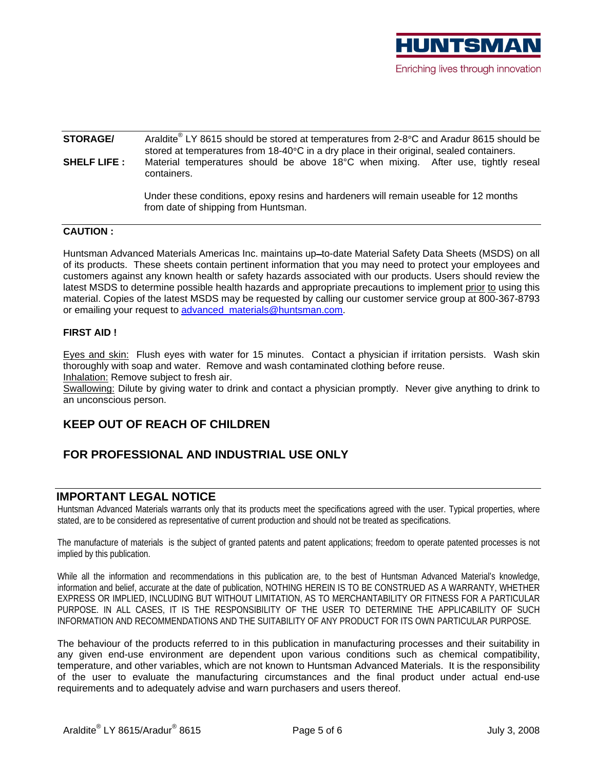**STORAGE/ SHELF LIFE :**

Araldite® LY 8615 should be stored at temperatures from 2-8°C and Aradur 8615 should be stored at temperatures from 18-40°C in a dry place in their original, sealed containers. Material temperatures should be above 18°C when mixing. After use, tightly reseal containers.

Under these conditions, epoxy resins and hardeners will remain useable for 12 months from date of shipping from Huntsman.

**CAUTION :**

Huntsman Advanced Materials Americas Inc. maintains up-to-date Material Safety Data Sheets (MSDS) on all of its products. These sheets contain pertinent information that you may need to protect your employees and customers against any known health or safety hazards associated with our products. Users should review the latest MSDS to determine possible health hazards and appropriate precautions to implement prior to using this material. Copies of the latest MSDS may be requested by calling our customer service group at 800-367-8793 or emailing your request to advanced_materials@huntsman.com.

**FIRST AID !**

Eyes and skin: Flush eyes with water for 15 minutes. Contact a physician if irritation persists. Wash skin thoroughly with soap and water. Remove and wash contaminated clothing before reuse.
Inhalation: Remove subject to fresh air.
Swallowing: Dilute by giving water to drink and contact a physician promptly. Never give anything to drink to an unconscious person.

## KEEP OUT OF REACH OF CHILDREN

## FOR PROFESSIONAL AND INDUSTRIAL USE ONLY

## IMPORTANT LEGAL NOTICE

Huntsman Advanced Materials warrants only that its products meet the specifications agreed with the user. Typical properties, where stated, are to be considered as representative of current production and should not be treated as specifications.

The manufacture of materials is the subject of granted patents and patent applications; freedom to operate patented processes is not implied by this publication.

While all the information and recommendations in this publication are, to the best of Huntsman Advanced Material's knowledge, information and belief, accurate at the date of publication, NOTHING HEREIN IS TO BE CONSTRUED AS A WARRANTY, WHETHER EXPRESS OR IMPLIED, INCLUDING BUT WITHOUT LIMITATION, AS TO MERCHANTABILITY OR FITNESS FOR A PARTICULAR PURPOSE. IN ALL CASES, IT IS THE RESPONSIBILITY OF THE USER TO DETERMINE THE APPLICABILITY OF SUCH INFORMATION AND RECOMMENDATIONS AND THE SUITABILITY OF ANY PRODUCT FOR ITS OWN PARTICULAR PURPOSE.

The behaviour of the products referred to in this publication in manufacturing processes and their suitability in any given end-use environment are dependent upon various conditions such as chemical compatibility, temperature, and other variables, which are not known to Huntsman Advanced Materials. It is the responsibility of the user to evaluate the manufacturing circumstances and the final product under actual end-use requirements and to adequately advise and warn purchasers and users thereof.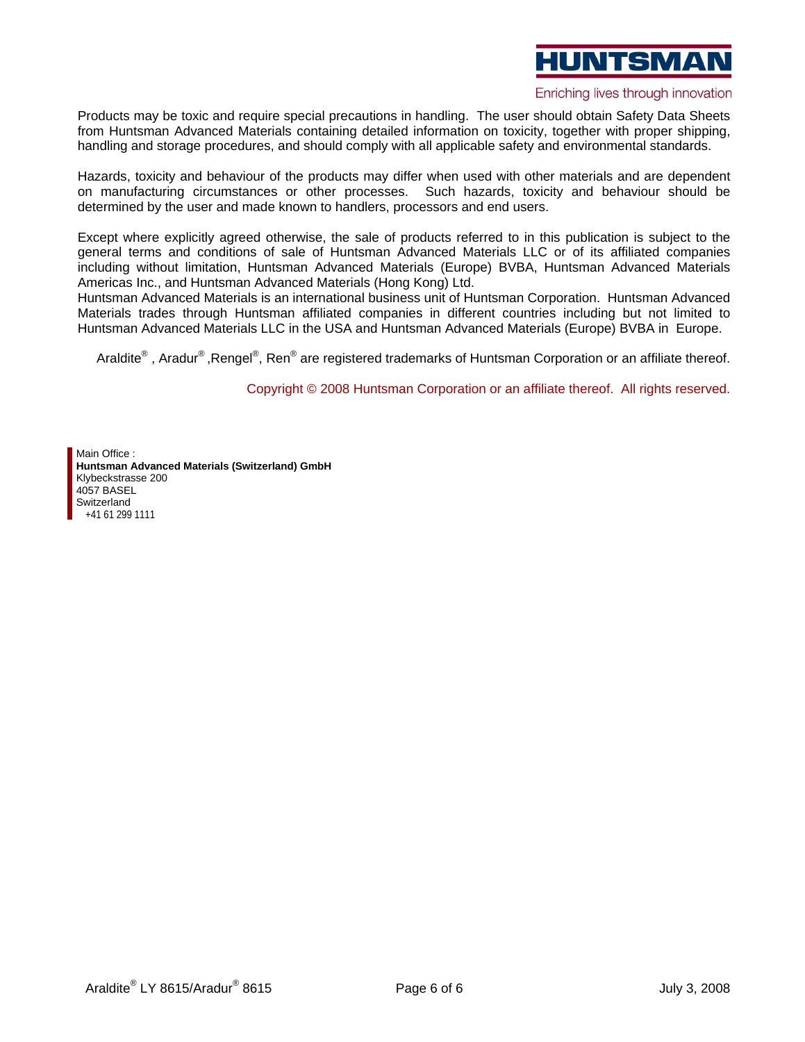Products may be toxic and require special precautions in handling. The user should obtain Safety Data Sheets from Huntsman Advanced Materials containing detailed information on toxicity, together with proper shipping, handling and storage procedures, and should comply with all applicable safety and environmental standards.

Hazards, toxicity and behaviour of the products may differ when used with other materials and are dependent on manufacturing circumstances or other processes. Such hazards, toxicity and behaviour should be determined by the user and made known to handlers, processors and end users.

Except where explicitly agreed otherwise, the sale of products referred to in this publication is subject to the general terms and conditions of sale of Huntsman Advanced Materials LLC or of its affiliated companies including without limitation, Huntsman Advanced Materials (Europe) BVBA, Huntsman Advanced Materials Americas Inc., and Huntsman Advanced Materials (Hong Kong) Ltd.
Huntsman Advanced Materials is an international business unit of Huntsman Corporation. Huntsman Advanced Materials trades through Huntsman affiliated companies in different countries including but not limited to Huntsman Advanced Materials LLC in the USA and Huntsman Advanced Materials (Europe) BVBA in Europe.

Araldite®, Aradur®, Rengel®, Ren® are registered trademarks of Huntsman Corporation or an affiliate thereof.

Copyright © 2008 Huntsman Corporation or an affiliate thereof. All rights reserved.

Main Office :
**Huntsman Advanced Materials (Switzerland) GmbH**
Klybeckstrasse 200
4057 BASEL
Switzerland
+41 61 299 1111